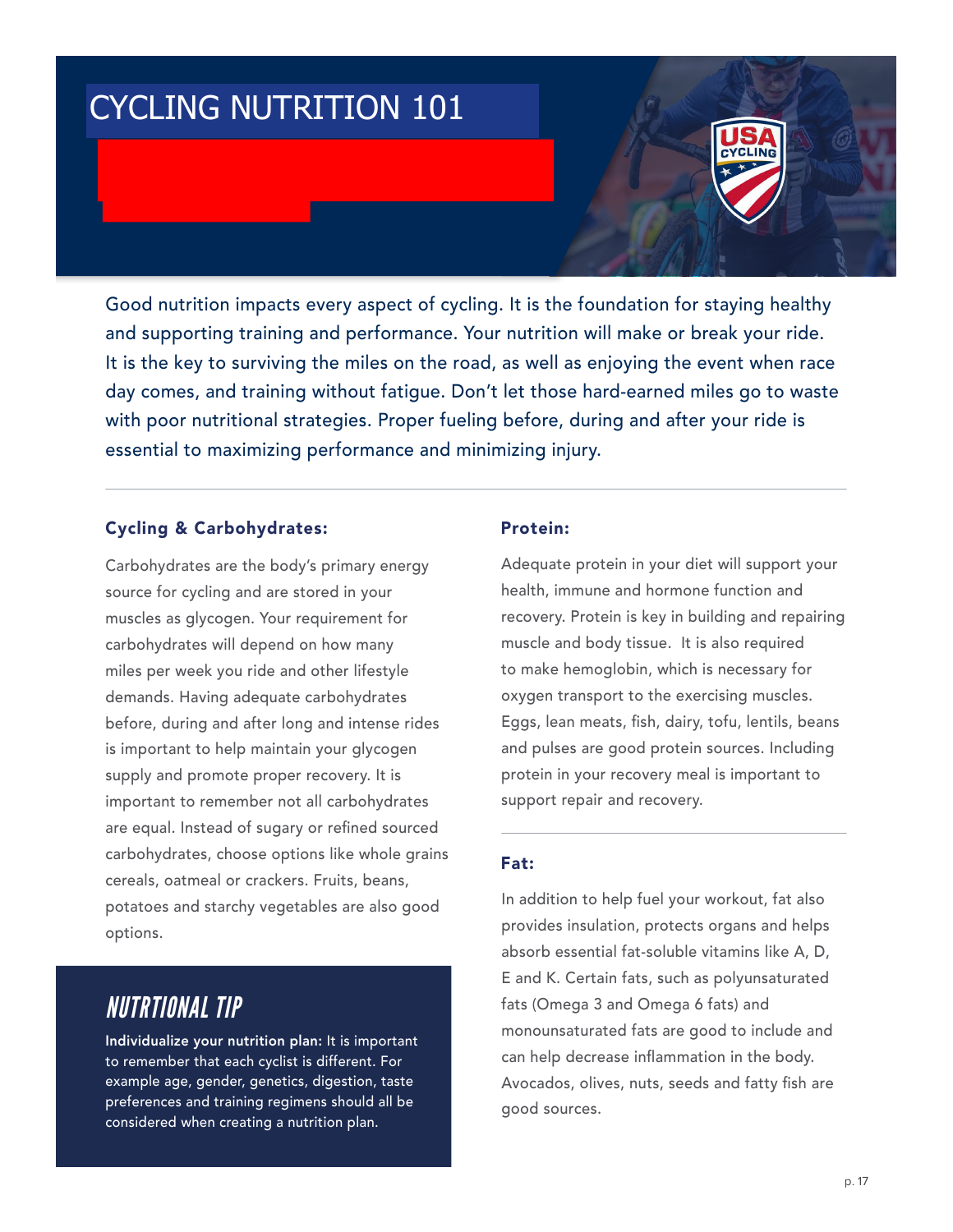# CYCLING NUTRITION 101

Good nutrition impacts every aspect of cycling. It is the foundation for staying healthy and supporting training and performance. Your nutrition will make or break your ride. It is the key to surviving the miles on the road, as well as enjoying the event when race day comes, and training without fatigue. Don't let those hard-earned miles go to waste with poor nutritional strategies. Proper fueling before, during and after your ride is essential to maximizing performance and minimizing injury.

---

### Cycling & Carbohydrates:

Carbohydrates are the body's primary energy source for cycling and are stored in your muscles as glycogen. Your requirement for carbohydrates will depend on how many miles per week you ride and other lifestyle demands. Having adequate carbohydrates before, during and after long and intense rides is important to help maintain your glycogen supply and promote proper recovery. It is important to remember not all carbohydrates are equal. Instead of sugary or refined sourced carbohydrates, choose options like whole grains cereals, oatmeal or crackers. Fruits, beans, potatoes and starchy vegetables are also good options.

## NUTRTIONAL TIP

**Individualize your nutrition plan:** It is important to remember that each cyclist is different. For example age, gender, genetics, digestion, taste preferences and training regimens should all be considered when creating a nutrition plan.

### Protein:

Adequate protein in your diet will support your health, immune and hormone function and recovery. Protein is key in building and repairing muscle and body tissue. It is also required to make hemoglobin, which is necessary for oxygen transport to the exercising muscles. Eggs, lean meats, fish, dairy, tofu, lentils, beans and pulses are good protein sources. Including protein in your recovery meal is important to support repair and recovery.

---

### Fat:

In addition to help fuel your workout, fat also provides insulation, protects organs and helps absorb essential fat-soluble vitamins like A, D, E and K. Certain fats, such as polyunsaturated fats (Omega 3 and Omega 6 fats) and monounsaturated fats are good to include and can help decrease inflammation in the body. Avocados, olives, nuts, seeds and fatty fish are good sources.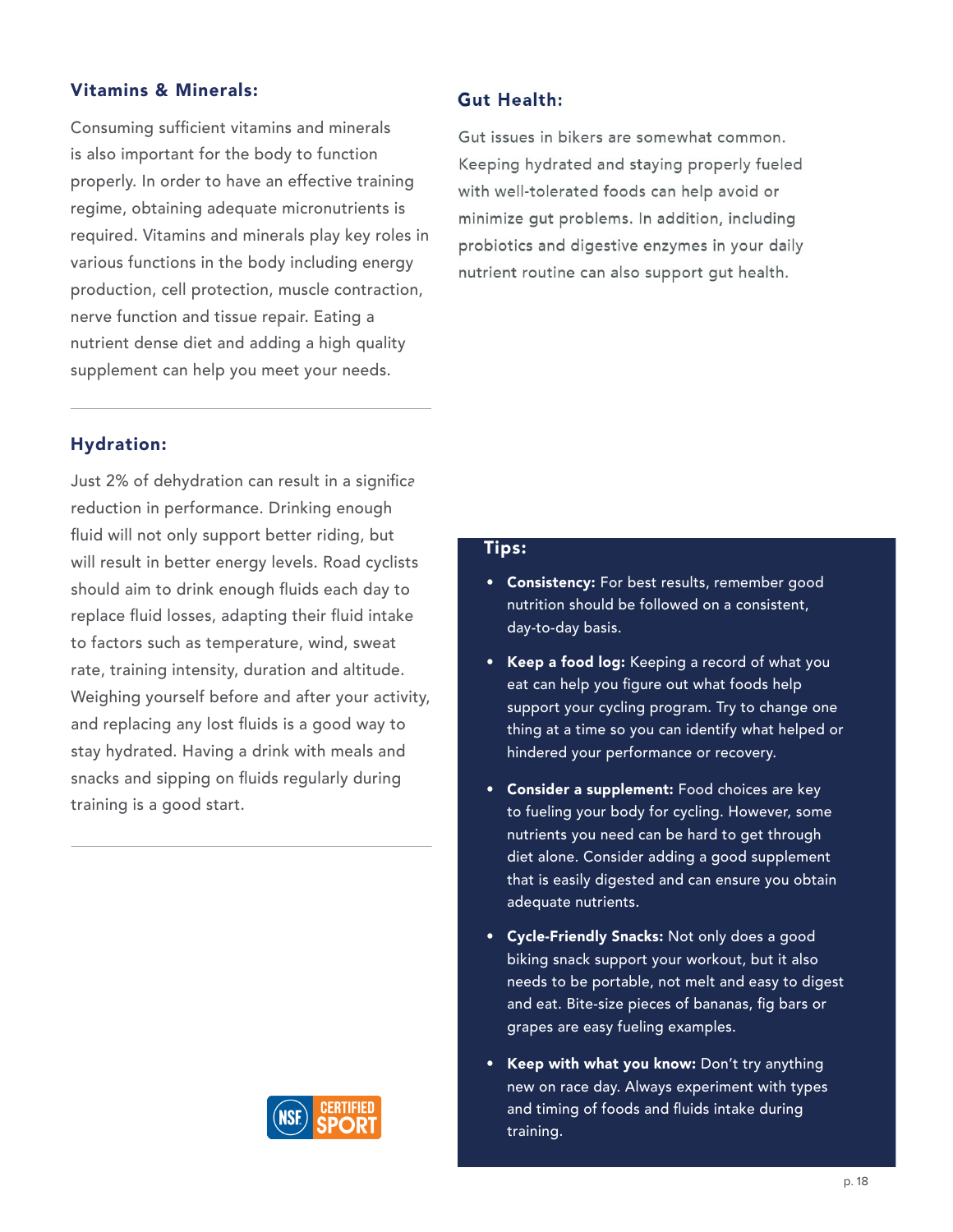### Vitamins & Minerals:

Consuming sufficient vitamins and minerals is also important for the body to function properly. In order to have an effective training regime, obtaining adequate micronutrients is required. Vitamins and minerals play key roles in various functions in the body including energy production, cell protection, muscle contraction, nerve function and tissue repair. Eating a nutrient dense diet and adding a high quality supplement can help you meet your needs.

### Hydration:

Just 2% of dehydration can result in a significa reduction in performance. Drinking enough fluid will not only support better riding, but will result in better energy levels. Road cyclists should aim to drink enough fluids each day to replace fluid losses, adapting their fluid intake to factors such as temperature, wind, sweat rate, training intensity, duration and altitude. Weighing yourself before and after your activity, and replacing any lost fluids is a good way to stay hydrated. Having a drink with meals and snacks and sipping on fluids regularly during training is a good start.

### Gut Health:

Gut issues in bikers are somewhat common. Keeping hydrated and staying properly fueled with well-tolerated foods can help avoid or minimize gut problems. In addition, including probiotics and digestive enzymes in your daily nutrient routine can also support gut health.

### Tips:

- **Consistency:** For best results, remember good nutrition should be followed on a consistent, day-to-day basis.
- **Keep a food log:** Keeping a record of what you eat can help you figure out what foods help support your cycling program. Try to change one thing at a time so you can identify what helped or hindered your performance or recovery.
- **Consider a supplement:** Food choices are key to fueling your body for cycling. However, some nutrients you need can be hard to get through diet alone. Consider adding a good supplement that is easily digested and can ensure you obtain adequate nutrients.
- **Cycle-Friendly Snacks:** Not only does a good biking snack support your workout, but it also needs to be portable, not melt and easy to digest and eat. Bite-size pieces of bananas, fig bars or grapes are easy fueling examples.
- **Keep with what you know:** Don't try anything new on race day. Always experiment with types and timing of foods and fluids intake during training.

NSF CERTIFIED SPORT